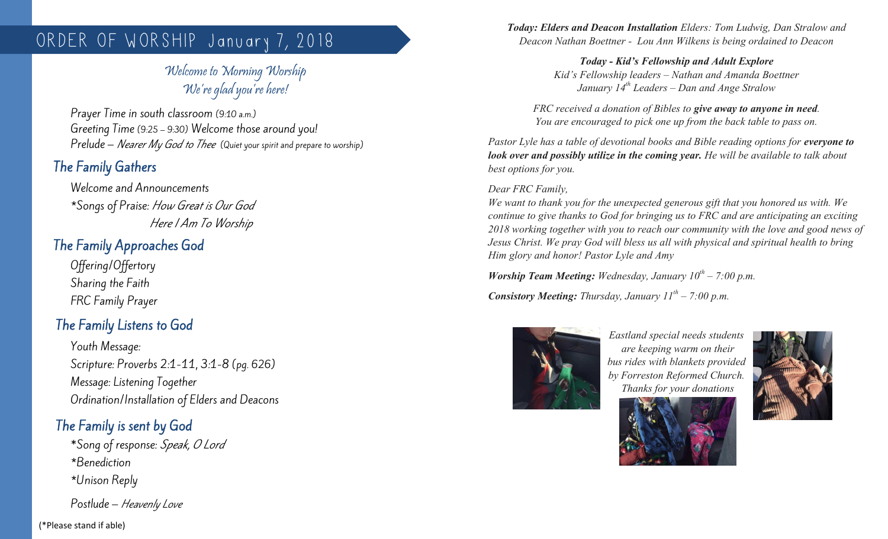# ORDER OF WORSHIP January 7, 2018

*Welcome to Morning Worship*
*We're glad you're here!*

Prayer Time in south classroom (9:10 a.m.)
Greeting Time (9:25 – 9:30) Welcome those around you!
Prelude – *Nearer My God to Thee* (Quiet your spirit and prepare to worship)

## The Family Gathers

Welcome and Announcements
*Songs of Praise: *How Great is Our God*
*Here I Am To Worship*

## The Family Approaches God

Offering/Offertory
Sharing the Faith
FRC Family Prayer

## The Family Listens to God

Youth Message:
Scripture: Proverbs 2:1-11, 3:1-8 (pg. 626)
Message: Listening Together
Ordination/Installation of Elders and Deacons

## The Family is sent by God

*Song of response: *Speak, O Lord*
*Benediction
*Unison Reply

Postlude – *Heavenly Love*

(*Please stand if able)

***Today: Elders and Deacon Installation*** *Elders: Tom Ludwig, Dan Stralow and Deacon Nathan Boettner - Lou Ann Wilkens is being ordained to Deacon*

***Today - Kid's Fellowship and Adult Explore***
*Kid's Fellowship leaders – Nathan and Amanda Boettner*
*January 14th Leaders – Dan and Ange Stralow*

*FRC received a donation of Bibles to **give away to anyone in need**.*
*You are encouraged to pick one up from the back table to pass on.*

*Pastor Lyle has a table of devotional books and Bible reading options for **everyone to look over and possibly utilize in the coming year.** He will be available to talk about best options for you.*

*Dear FRC Family,*
*We want to thank you for the unexpected generous gift that you honored us with. We continue to give thanks to God for bringing us to FRC and are anticipating an exciting 2018 working together with you to reach our community with the love and good news of Jesus Christ. We pray God will bless us all with physical and spiritual health to bring Him glory and honor! Pastor Lyle and Amy*

***Worship Team Meeting:*** *Wednesday, January 10th – 7:00 p.m.*

***Consistory Meeting:*** *Thursday, January 11th – 7:00 p.m.*

*Eastland special needs students are keeping warm on their bus rides with blankets provided by Forreston Reformed Church. Thanks for your donations*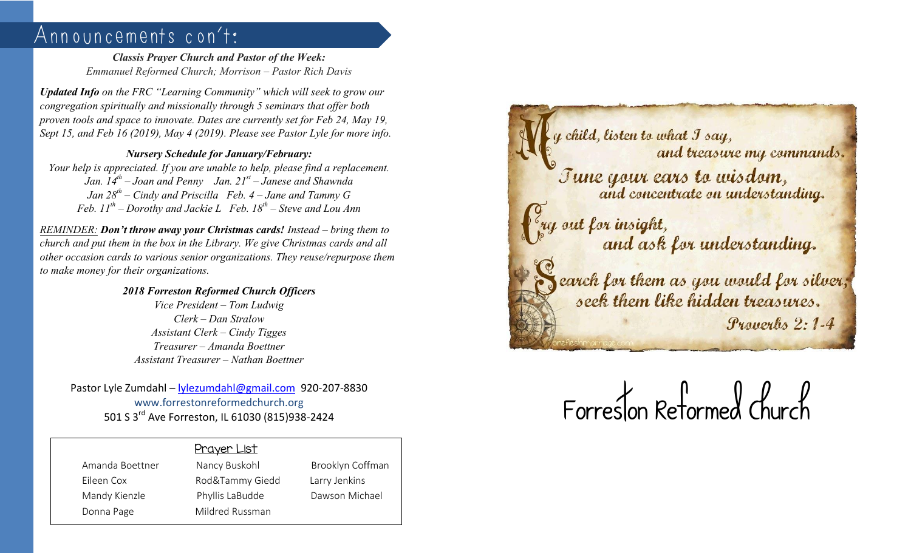## Announcements con't:

***Classis Prayer Church and Pastor of the Week:***
*Emmanuel Reformed Church; Morrison – Pastor Rich Davis*

***Updated Info*** *on the FRC "Learning Community" which will seek to grow our congregation spiritually and missionally through 5 seminars that offer both proven tools and space to innovate. Dates are currently set for Feb 24, May 19, Sept 15, and Feb 16 (2019), May 4 (2019). Please see Pastor Lyle for more info.*

***Nursery Schedule for January/February:***
*Your help is appreciated. If you are unable to help, please find a replacement.*
*Jan. 14th – Joan and Penny   Jan. 21st – Janese and Shawnda*
*Jan 28th – Cindy and Priscilla   Feb. 4 – Jane and Tammy G*
*Feb. 11th – Dorothy and Jackie L   Feb. 18th – Steve and Lou Ann*

*REMINDER:* ***Don't throw away your Christmas cards!*** *Instead – bring them to church and put them in the box in the Library. We give Christmas cards and all other occasion cards to various senior organizations. They reuse/repurpose them to make money for their organizations.*

***2018 Forreston Reformed Church Officers***
*Vice President – Tom Ludwig*
*Clerk – Dan Stralow*
*Assistant Clerk – Cindy Tigges*
*Treasurer – Amanda Boettner*
*Assistant Treasurer – Nathan Boettner*

Pastor Lyle Zumdahl – lylezumdahl@gmail.com 920-207-8830
www.forrestonreformedchurch.org
501 S 3rd Ave Forreston, IL 61030 (815)938-2424

**Prayer List**

| | | |
|---|---|---|
| Amanda Boettner | Nancy Buskohl | Brooklyn Coffman |
| Eileen Cox | Rod&Tammy Giedd | Larry Jenkins |
| Mandy Kienzle | Phyllis LaBudde | Dawson Michael |
| Donna Page | Mildred Russman | |

My child, listen to what I say,
and treasure my commands.
Tune your ears to wisdom,
and concentrate on understanding.
Cry out for insight,
and ask for understanding.
Search for them as you would for silver;
seek them like hidden treasures.
Proverbs 2: 1-4

onefleshmarriage.com

# Forreston Reformed Church